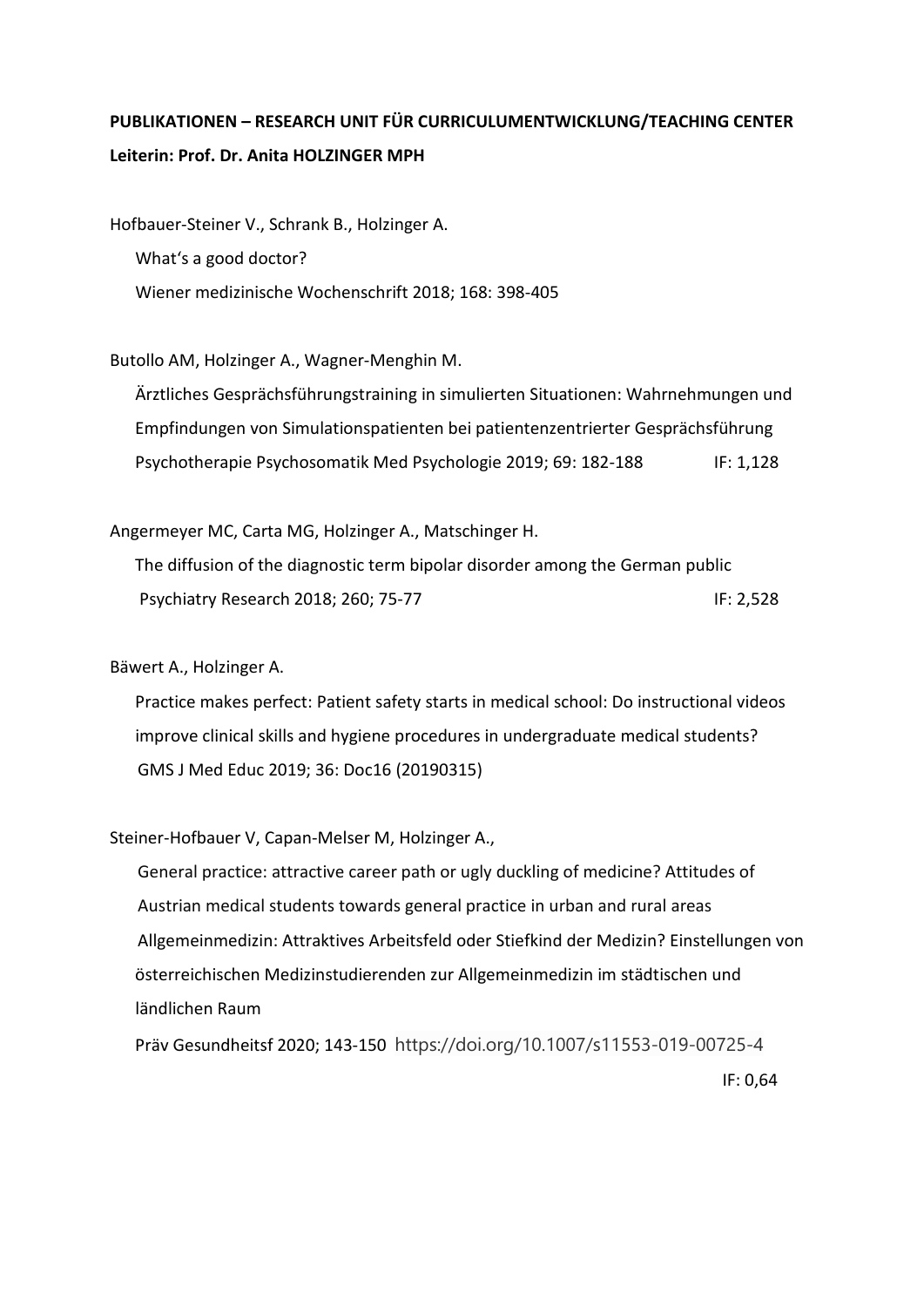**PUBLIKATIONEN – RESEARCH UNIT FÜR CURRICULUMENTWICKLUNG/TEACHING CENTER**
**Leiterin: Prof. Dr. Anita HOLZINGER MPH**

Hofbauer-Steiner V., Schrank B., Holzinger A.
What's a good doctor?
Wiener medizinische Wochenschrift 2018; 168: 398-405

Butollo AM, Holzinger A., Wagner-Menghin M.
Ärztliches Gesprächsführungstraining in simulierten Situationen: Wahrnehmungen und Empfindungen von Simulationspatienten bei patientenzentrierter Gesprächsführung
Psychotherapie Psychosomatik Med Psychologie 2019; 69: 182-188 IF: 1,128

Angermeyer MC, Carta MG, Holzinger A., Matschinger H.
The diffusion of the diagnostic term bipolar disorder among the German public
Psychiatry Research 2018; 260; 75-77 IF: 2,528

Bäwert A., Holzinger A.
Practice makes perfect: Patient safety starts in medical school: Do instructional videos improve clinical skills and hygiene procedures in undergraduate medical students?
GMS J Med Educ 2019; 36: Doc16 (20190315)

Steiner-Hofbauer V, Capan-Melser M, Holzinger A.,
General practice: attractive career path or ugly duckling of medicine? Attitudes of Austrian medical students towards general practice in urban and rural areas
Allgemeinmedizin: Attraktives Arbeitsfeld oder Stiefkind der Medizin? Einstellungen von österreichischen Medizinstudierenden zur Allgemeinmedizin im städtischen und ländlichen Raum
Präv Gesundheitsf 2020; 143-150 https://doi.org/10.1007/s11553-019-00725-4
IF: 0,64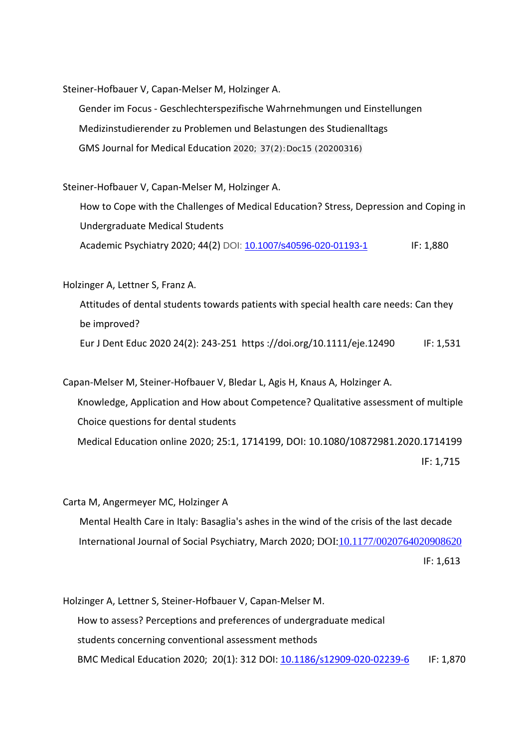Steiner-Hofbauer V, Capan-Melser M, Holzinger A.

Gender im Focus - Geschlechterspezifische Wahrnehmungen und Einstellungen Medizinstudierender zu Problemen und Belastungen des Studienalltags

GMS Journal for Medical Education 2020; 37(2):Doc15 (20200316)

Steiner-Hofbauer V, Capan-Melser M, Holzinger A.

How to Cope with the Challenges of Medical Education? Stress, Depression and Coping in Undergraduate Medical Students

Academic Psychiatry 2020; 44(2) DOI: 10.1007/s40596-020-01193-1 IF: 1,880

Holzinger A, Lettner S, Franz A.

Attitudes of dental students towards patients with special health care needs: Can they be improved?

Eur J Dent Educ 2020 24(2): 243-251 https ://doi.org/10.1111/eje.12490 IF: 1,531

Capan-Melser M, Steiner-Hofbauer V, Bledar L, Agis H, Knaus A, Holzinger A.

Knowledge, Application and How about Competence? Qualitative assessment of multiple Choice questions for dental students

Medical Education online 2020; 25:1, 1714199, DOI: 10.1080/10872981.2020.1714199

IF: 1,715

Carta M, Angermeyer MC, Holzinger A

Mental Health Care in Italy: Basaglia's ashes in the wind of the crisis of the last decade

International Journal of Social Psychiatry, March 2020; DOI:10.1177/0020764020908620

IF: 1,613

Holzinger A, Lettner S, Steiner-Hofbauer V, Capan-Melser M.

How to assess? Perceptions and preferences of undergraduate medical students concerning conventional assessment methods

BMC Medical Education 2020; 20(1): 312 DOI: 10.1186/s12909-020-02239-6 IF: 1,870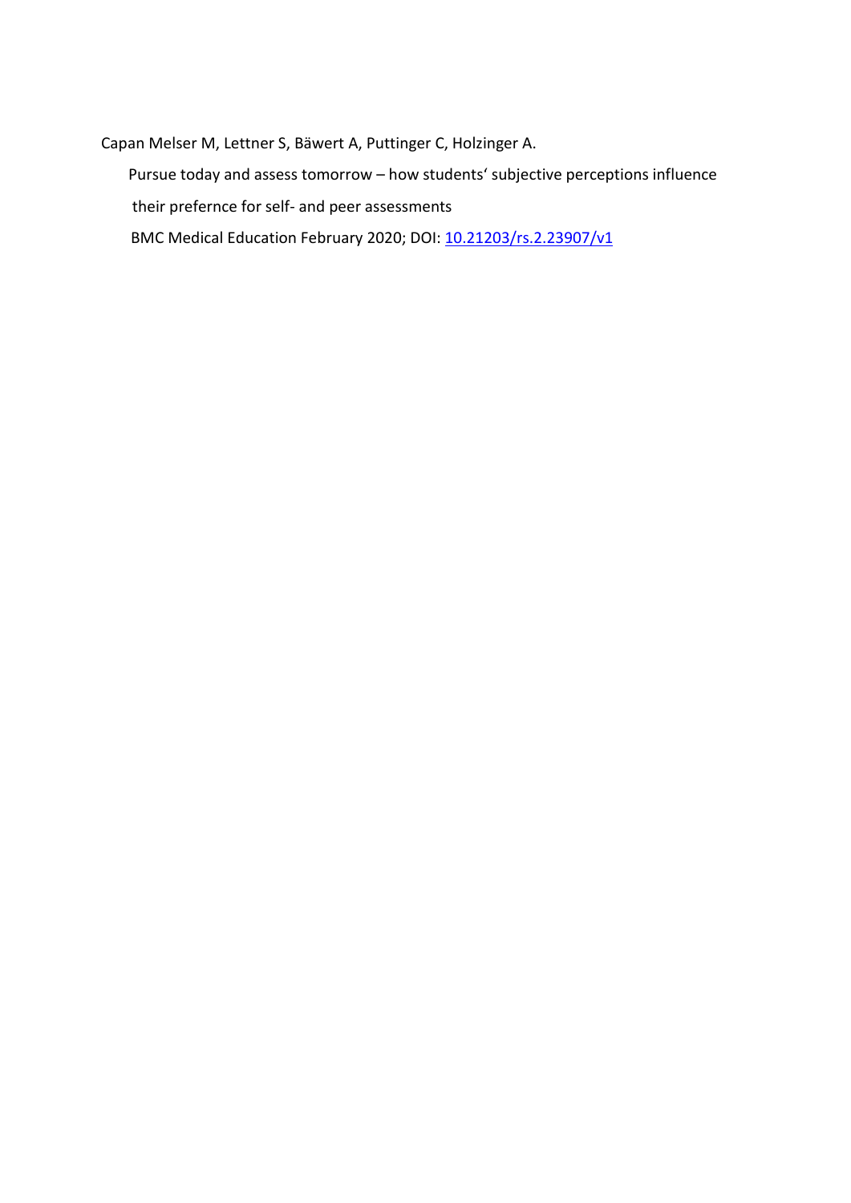Capan Melser M, Lettner S, Bäwert A, Puttinger C, Holzinger A.

Pursue today and assess tomorrow – how students' subjective perceptions influence their prefernce for self- and peer assessments

BMC Medical Education February 2020; DOI: [10.21203/rs.2.23907/v1](https://doi.org/10.21203/rs.2.23907/v1)